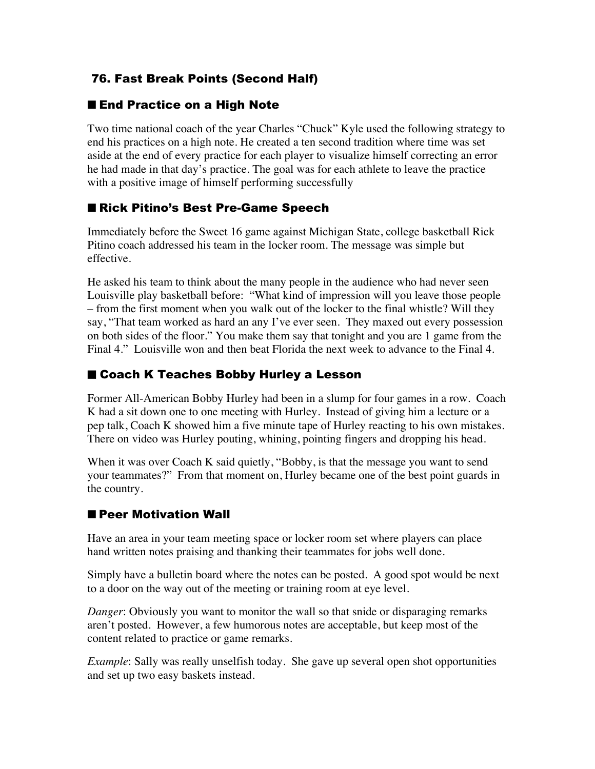## 76. Fast Break Points (Second Half)

### ■ End Practice on a High Note

Two time national coach of the year Charles "Chuck" Kyle used the following strategy to end his practices on a high note. He created a ten second tradition where time was set aside at the end of every practice for each player to visualize himself correcting an error he had made in that day's practice. The goal was for each athlete to leave the practice with a positive image of himself performing successfully

### ■ Rick Pitino's Best Pre-Game Speech

Immediately before the Sweet 16 game against Michigan State, college basketball Rick Pitino coach addressed his team in the locker room. The message was simple but effective.

He asked his team to think about the many people in the audience who had never seen Louisville play basketball before: "What kind of impression will you leave those people – from the first moment when you walk out of the locker to the final whistle? Will they say, "That team worked as hard an any I've ever seen. They maxed out every possession on both sides of the floor." You make them say that tonight and you are 1 game from the Final 4." Louisville won and then beat Florida the next week to advance to the Final 4.

### ■ Coach K Teaches Bobby Hurley a Lesson

Former All-American Bobby Hurley had been in a slump for four games in a row. Coach K had a sit down one to one meeting with Hurley. Instead of giving him a lecture or a pep talk, Coach K showed him a five minute tape of Hurley reacting to his own mistakes. There on video was Hurley pouting, whining, pointing fingers and dropping his head.

When it was over Coach K said quietly, "Bobby, is that the message you want to send your teammates?" From that moment on, Hurley became one of the best point guards in the country.

### ■ Peer Motivation Wall

Have an area in your team meeting space or locker room set where players can place hand written notes praising and thanking their teammates for jobs well done.

Simply have a bulletin board where the notes can be posted. A good spot would be next to a door on the way out of the meeting or training room at eye level.

*Danger*: Obviously you want to monitor the wall so that snide or disparaging remarks aren't posted. However, a few humorous notes are acceptable, but keep most of the content related to practice or game remarks.

*Example*: Sally was really unselfish today. She gave up several open shot opportunities and set up two easy baskets instead.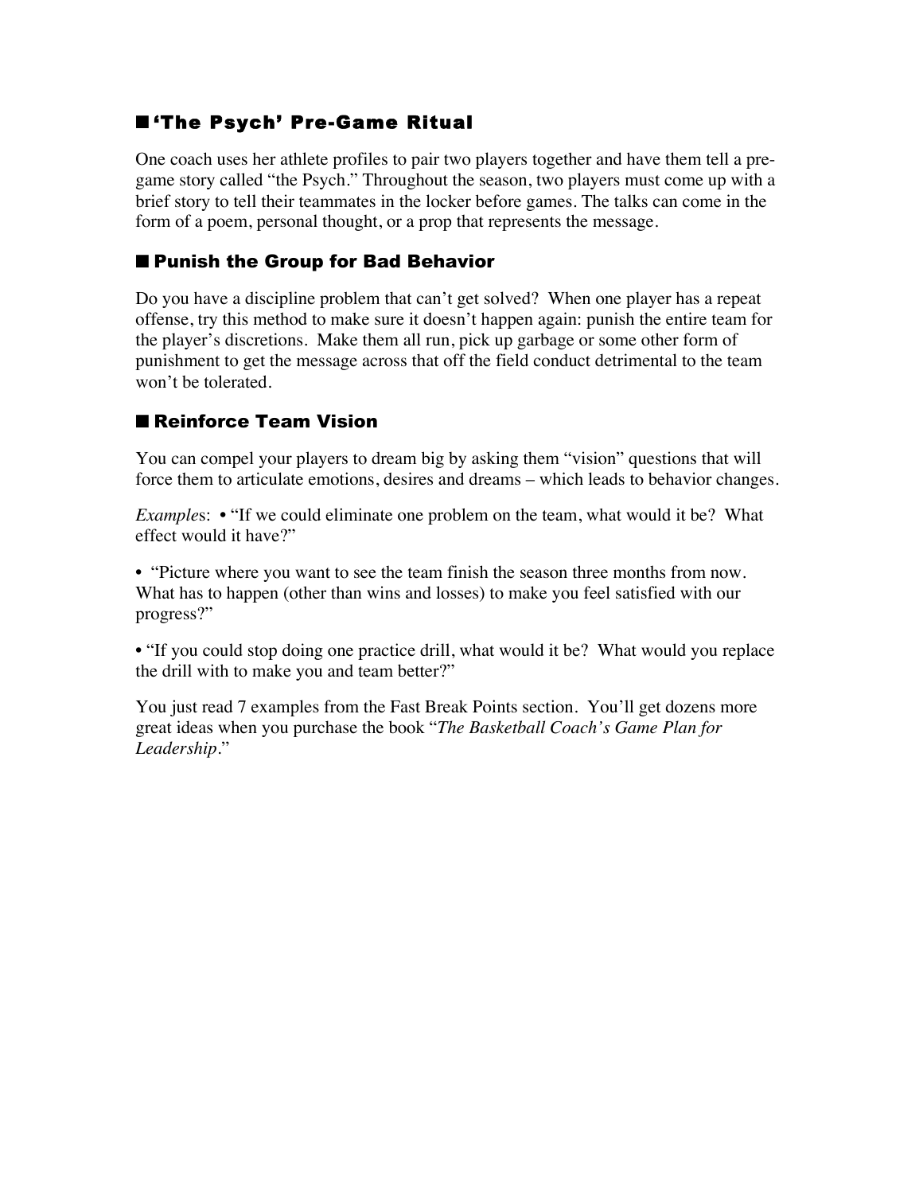## ■ 'The Psych' Pre-Game Ritual

One coach uses her athlete profiles to pair two players together and have them tell a pre-game story called "the Psych." Throughout the season, two players must come up with a brief story to tell their teammates in the locker before games. The talks can come in the form of a poem, personal thought, or a prop that represents the message.

## ■ Punish the Group for Bad Behavior

Do you have a discipline problem that can't get solved? When one player has a repeat offense, try this method to make sure it doesn't happen again: punish the entire team for the player's discretions. Make them all run, pick up garbage or some other form of punishment to get the message across that off the field conduct detrimental to the team won't be tolerated.

## ■ Reinforce Team Vision

You can compel your players to dream big by asking them "vision" questions that will force them to articulate emotions, desires and dreams – which leads to behavior changes.

*Examples*: • "If we could eliminate one problem on the team, what would it be? What effect would it have?"

• "Picture where you want to see the team finish the season three months from now. What has to happen (other than wins and losses) to make you feel satisfied with our progress?"

• "If you could stop doing one practice drill, what would it be? What would you replace the drill with to make you and team better?"

You just read 7 examples from the Fast Break Points section. You'll get dozens more great ideas when you purchase the book "*The Basketball Coach's Game Plan for Leadership*."